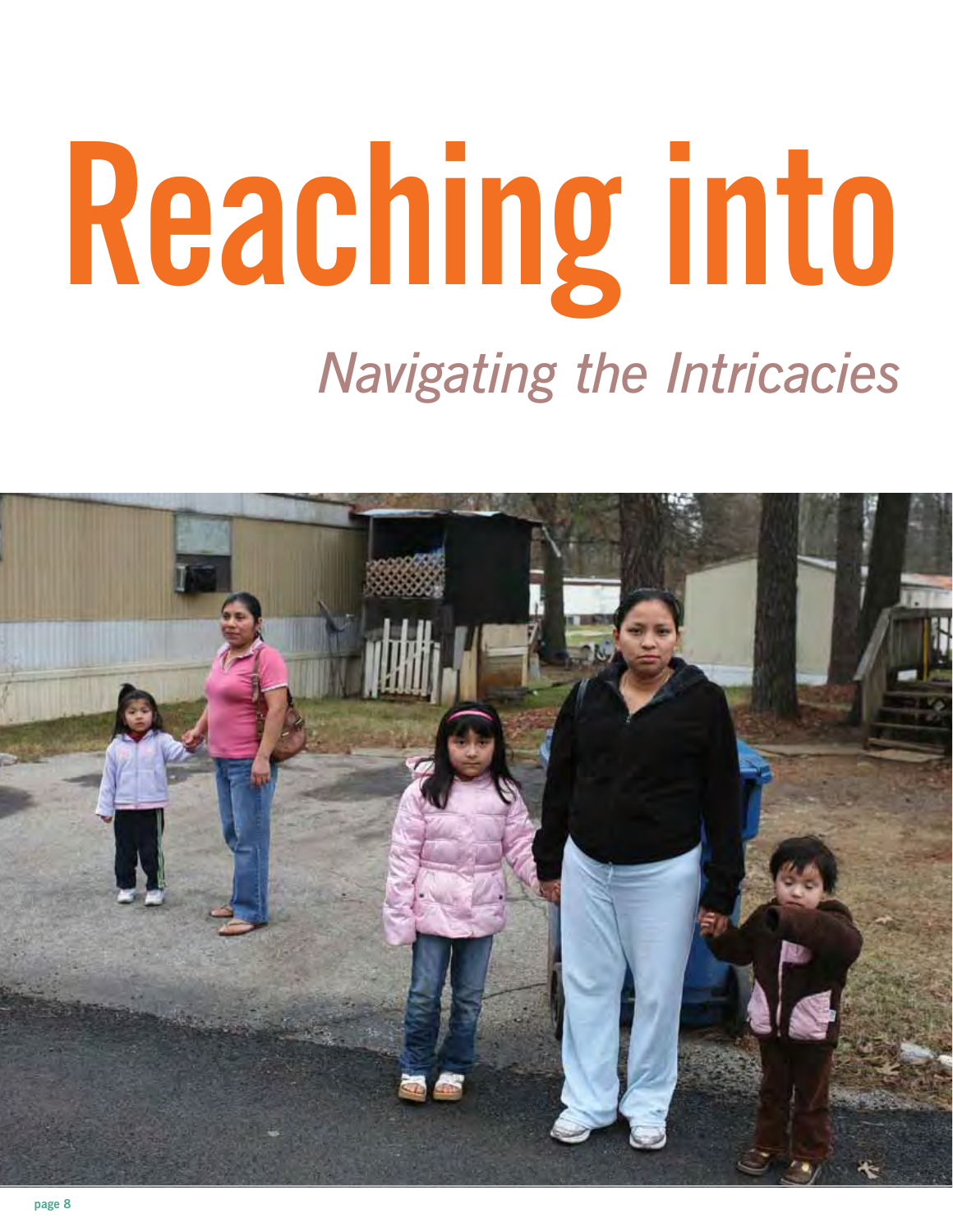# Reaching into

*Navigating the Intricacies*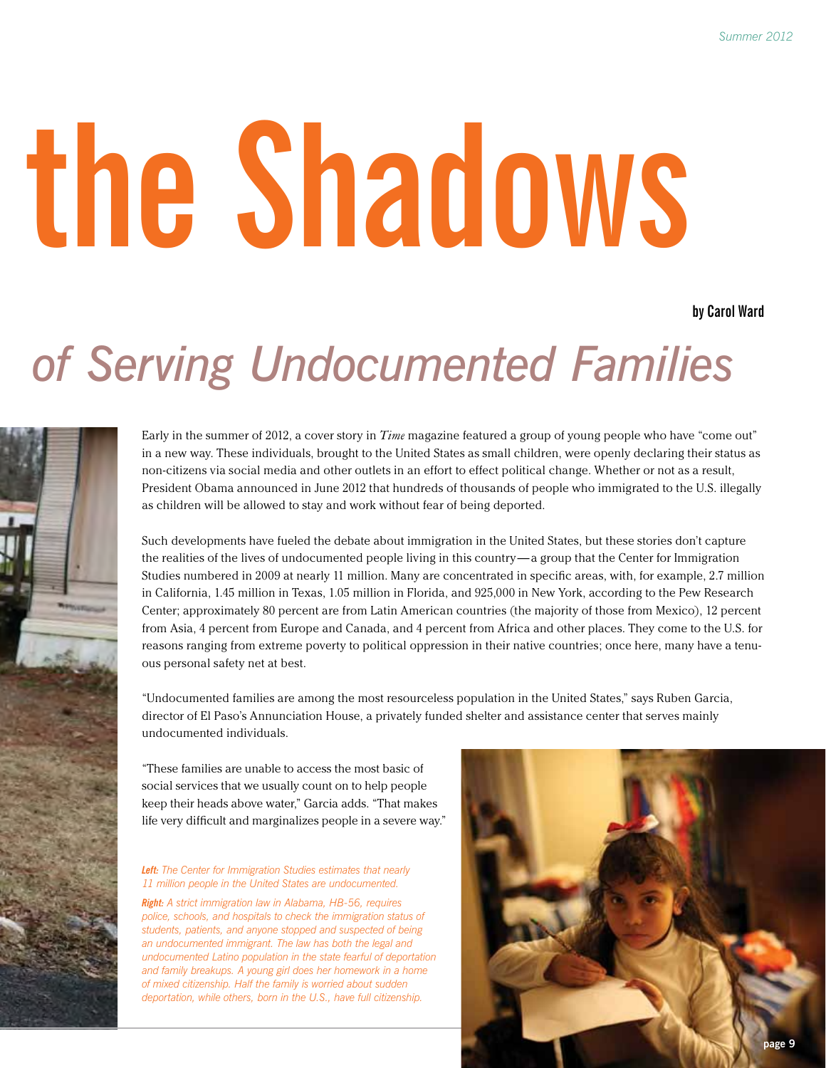# the Shadows

# *of Serving Undocumented Families*

**by Carol Ward**

Early in the summer of 2012, a cover story in *Time* magazine featured a group of young people who have "come out" in a new way. These individuals, brought to the United States as small children, were openly declaring their status as non-citizens via social media and other outlets in an effort to effect political change. Whether or not as a result, President Obama announced in June 2012 that hundreds of thousands of people who immigrated to the U.S. illegally as children will be allowed to stay and work without fear of being deported.

Such developments have fueled the debate about immigration in the United States, but these stories don't capture the realities of the lives of undocumented people living in this country—a group that the Center for Immigration Studies numbered in 2009 at nearly 11 million. Many are concentrated in specific areas, with, for example, 2.7 million in California, 1.45 million in Texas, 1.05 million in Florida, and 925,000 in New York, according to the Pew Research Center; approximately 80 percent are from Latin American countries (the majority of those from Mexico), 12 percent from Asia, 4 percent from Europe and Canada, and 4 percent from Africa and other places. They come to the U.S. for reasons ranging from extreme poverty to political oppression in their native countries; once here, many have a tenuous personal safety net at best.

"Undocumented families are among the most resourceless population in the United States," says Ruben Garcia, director of El Paso's Annunciation House, a privately funded shelter and assistance center that serves mainly undocumented individuals.

"These families are unable to access the most basic of social services that we usually count on to help people keep their heads above water," Garcia adds. "That makes life very difficult and marginalizes people in a severe way."

***Left:*** *The Center for Immigration Studies estimates that nearly 11 million people in the United States are undocumented.*

***Right:*** *A strict immigration law in Alabama, HB-56, requires police, schools, and hospitals to check the immigration status of students, patients, and anyone stopped and suspected of being an undocumented immigrant. The law has both the legal and undocumented Latino population in the state fearful of deportation and family breakups. A young girl does her homework in a home of mixed citizenship. Half the family is worried about sudden deportation, while others, born in the U.S., have full citizenship.*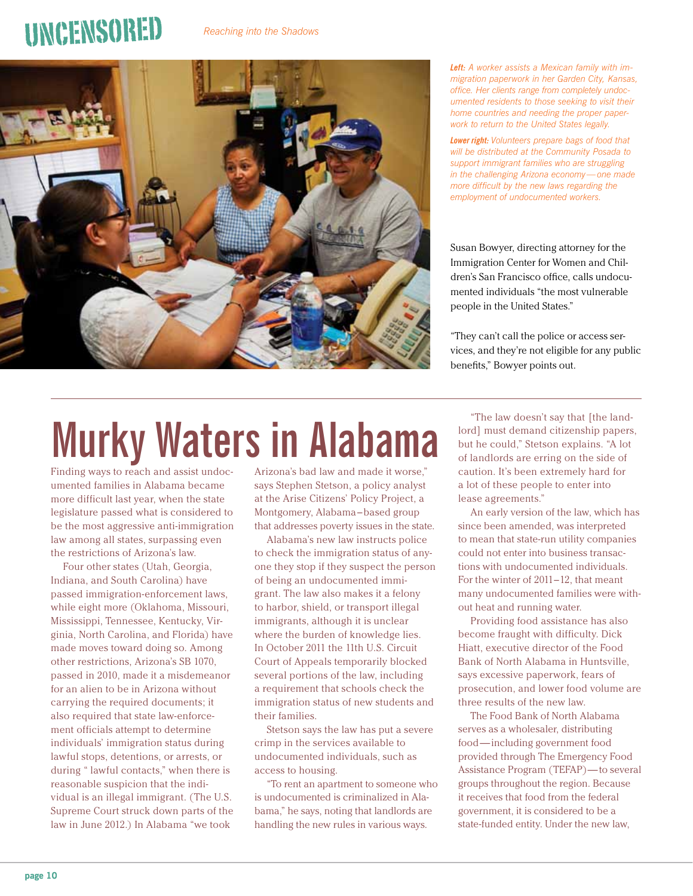Left: A worker assists a Mexican family with immigration paperwork in her Garden City, Kansas, office. Her clients range from completely undocumented residents to those seeking to visit their home countries and needing the proper paperwork to return to the United States legally.

Lower right: Volunteers prepare bags of food that will be distributed at the Community Posada to support immigrant families who are struggling in the challenging Arizona economy — one made more difficult by the new laws regarding the employment of undocumented workers.

Susan Bowyer, directing attorney for the Immigration Center for Women and Children's San Francisco office, calls undocumented individuals "the most vulnerable people in the United States."

"They can't call the police or access services, and they're not eligible for any public benefits," Bowyer points out.

# Murky Waters in Alabama

Finding ways to reach and assist undocumented families in Alabama became more difficult last year, when the state legislature passed what is considered to be the most aggressive anti-immigration law among all states, surpassing even the restrictions of Arizona's law.

Four other states (Utah, Georgia, Indiana, and South Carolina) have passed immigration-enforcement laws, while eight more (Oklahoma, Missouri, Mississippi, Tennessee, Kentucky, Virginia, North Carolina, and Florida) have made moves toward doing so. Among other restrictions, Arizona's SB 1070, passed in 2010, made it a misdemeanor for an alien to be in Arizona without carrying the required documents; it also required that state law-enforcement officials attempt to determine individuals' immigration status during lawful stops, detentions, or arrests, or during " lawful contacts," when there is reasonable suspicion that the individual is an illegal immigrant. (The U.S. Supreme Court struck down parts of the law in June 2012.) In Alabama "we took Arizona's bad law and made it worse," says Stephen Stetson, a policy analyst at the Arise Citizens' Policy Project, a Montgomery, Alabama–based group that addresses poverty issues in the state.

Alabama's new law instructs police to check the immigration status of anyone they stop if they suspect the person of being an undocumented immigrant. The law also makes it a felony to harbor, shield, or transport illegal immigrants, although it is unclear where the burden of knowledge lies. In October 2011 the 11th U.S. Circuit Court of Appeals temporarily blocked several portions of the law, including a requirement that schools check the immigration status of new students and their families.

Stetson says the law has put a severe crimp in the services available to undocumented individuals, such as access to housing.

"To rent an apartment to someone who is undocumented is criminalized in Alabama," he says, noting that landlords are handling the new rules in various ways.

"The law doesn't say that [the landlord] must demand citizenship papers, but he could," Stetson explains. "A lot of landlords are erring on the side of caution. It's been extremely hard for a lot of these people to enter into lease agreements."

An early version of the law, which has since been amended, was interpreted to mean that state-run utility companies could not enter into business transactions with undocumented individuals. For the winter of 2011–12, that meant many undocumented families were without heat and running water.

Providing food assistance has also become fraught with difficulty. Dick Hiatt, executive director of the Food Bank of North Alabama in Huntsville, says excessive paperwork, fears of prosecution, and lower food volume are three results of the new law.

The Food Bank of North Alabama serves as a wholesaler, distributing food — including government food provided through The Emergency Food Assistance Program (TEFAP) — to several groups throughout the region. Because it receives that food from the federal government, it is considered to be a state-funded entity. Under the new law,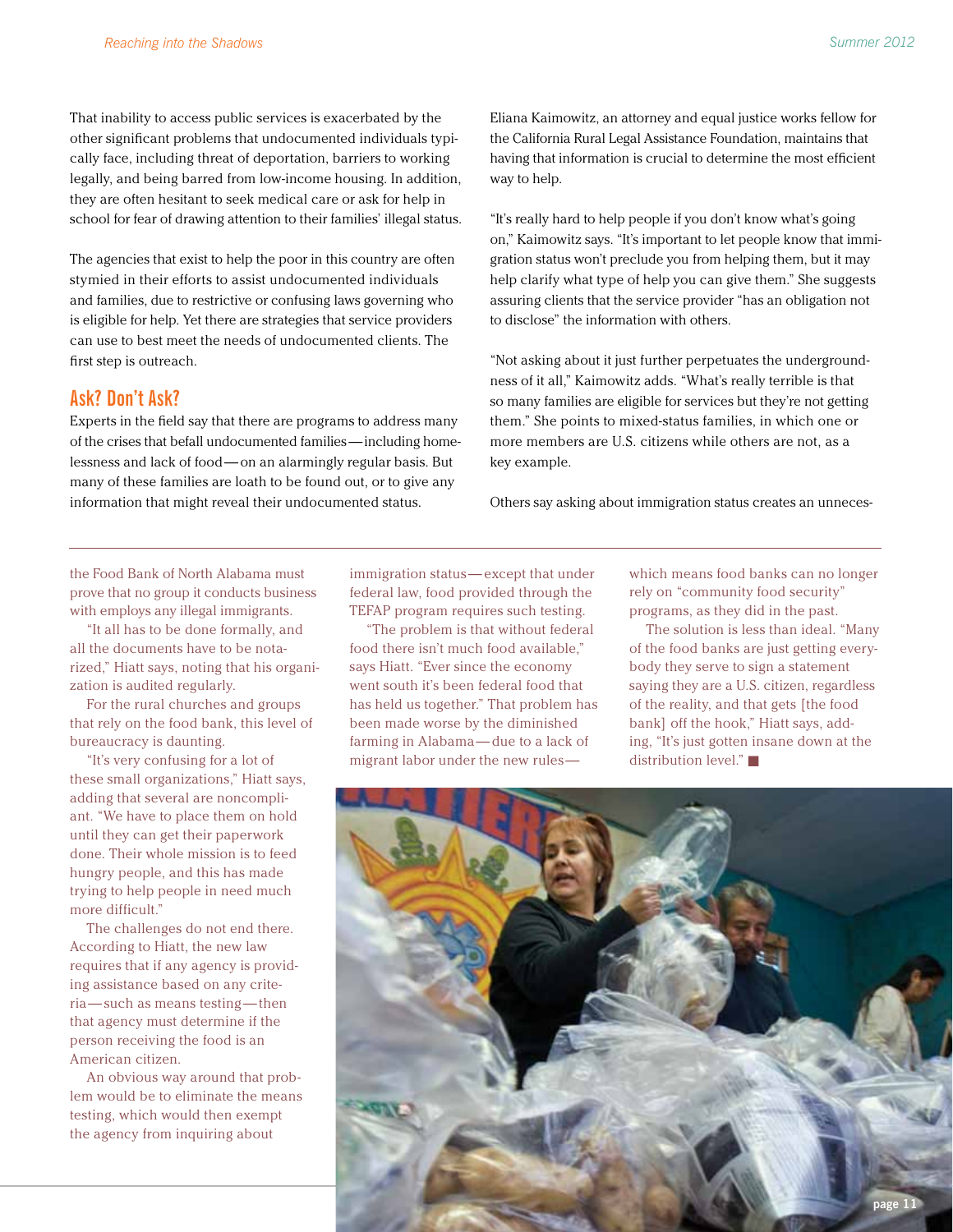That inability to access public services is exacerbated by the other significant problems that undocumented individuals typically face, including threat of deportation, barriers to working legally, and being barred from low-income housing. In addition, they are often hesitant to seek medical care or ask for help in school for fear of drawing attention to their families' illegal status.

The agencies that exist to help the poor in this country are often stymied in their efforts to assist undocumented individuals and families, due to restrictive or confusing laws governing who is eligible for help. Yet there are strategies that service providers can use to best meet the needs of undocumented clients. The first step is outreach.

## Ask? Don't Ask?

Experts in the field say that there are programs to address many of the crises that befall undocumented families—including homelessness and lack of food—on an alarmingly regular basis. But many of these families are loath to be found out, or to give any information that might reveal their undocumented status.

Eliana Kaimowitz, an attorney and equal justice works fellow for the California Rural Legal Assistance Foundation, maintains that having that information is crucial to determine the most efficient way to help.

"It's really hard to help people if you don't know what's going on," Kaimowitz says. "It's important to let people know that immigration status won't preclude you from helping them, but it may help clarify what type of help you can give them." She suggests assuring clients that the service provider "has an obligation not to disclose" the information with others.

"Not asking about it just further perpetuates the undergroundness of it all," Kaimowitz adds. "What's really terrible is that so many families are eligible for services but they're not getting them." She points to mixed-status families, in which one or more members are U.S. citizens while others are not, as a key example.

Others say asking about immigration status creates an unneces-

---

the Food Bank of North Alabama must prove that no group it conducts business with employs any illegal immigrants.

"It all has to be done formally, and all the documents have to be notarized," Hiatt says, noting that his organization is audited regularly.

For the rural churches and groups that rely on the food bank, this level of bureaucracy is daunting.

"It's very confusing for a lot of these small organizations," Hiatt says, adding that several are noncompliant. "We have to place them on hold until they can get their paperwork done. Their whole mission is to feed hungry people, and this has made trying to help people in need much more difficult."

The challenges do not end there. According to Hiatt, the new law requires that if any agency is providing assistance based on any criteria—such as means testing—then that agency must determine if the person receiving the food is an American citizen.

An obvious way around that problem would be to eliminate the means testing, which would then exempt the agency from inquiring about immigration status—except that under federal law, food provided through the TEFAP program requires such testing.

"The problem is that without federal food there isn't much food available," says Hiatt. "Ever since the economy went south it's been federal food that has held us together." That problem has been made worse by the diminished farming in Alabama—due to a lack of migrant labor under the new rules—which means food banks can no longer rely on "community food security" programs, as they did in the past.

The solution is less than ideal. "Many of the food banks are just getting everybody they serve to sign a statement saying they are a U.S. citizen, regardless of the reality, and that gets [the food bank] off the hook," Hiatt says, adding, "It's just gotten insane down at the distribution level." ■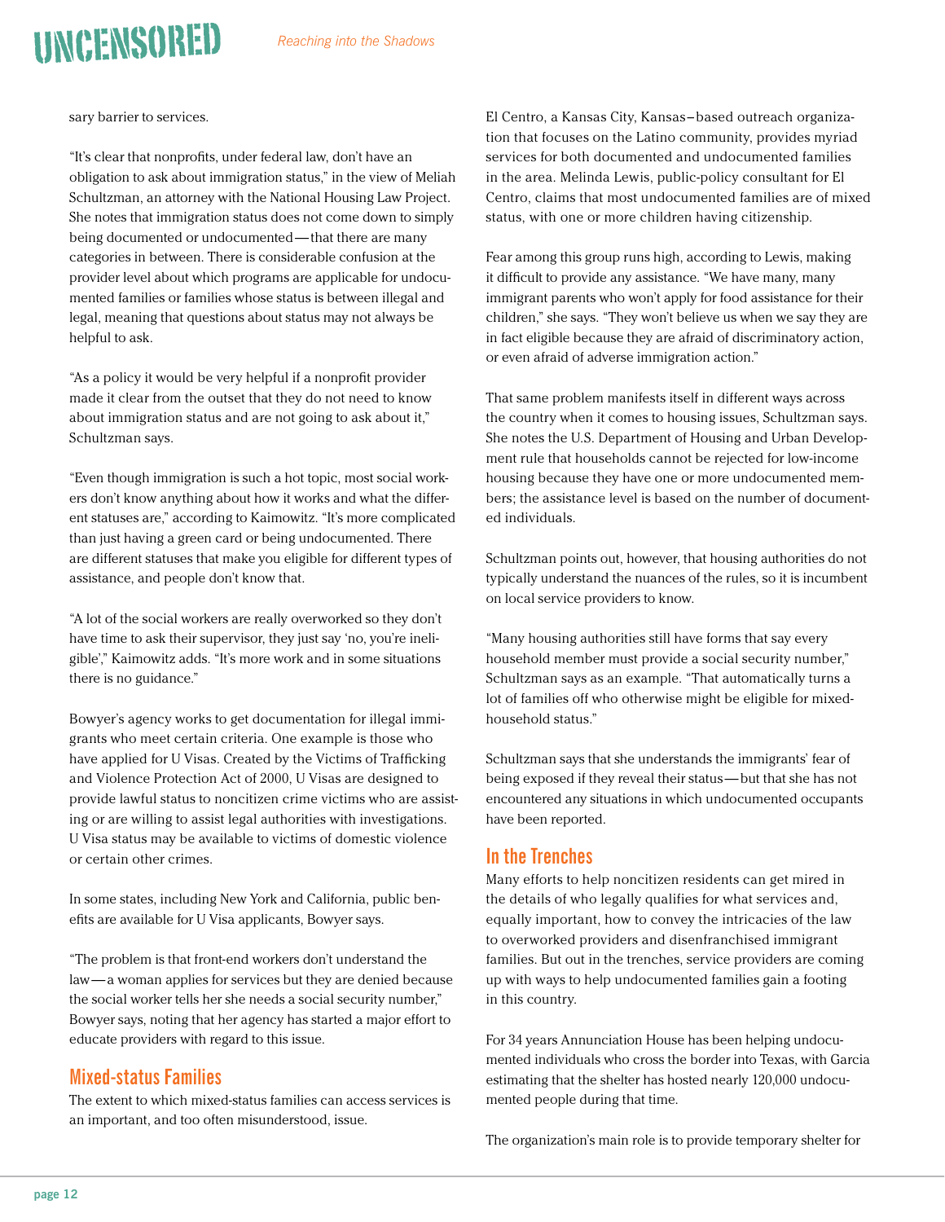sary barrier to services.

"It's clear that nonprofits, under federal law, don't have an obligation to ask about immigration status," in the view of Meliah Schultzman, an attorney with the National Housing Law Project. She notes that immigration status does not come down to simply being documented or undocumented—that there are many categories in between. There is considerable confusion at the provider level about which programs are applicable for undocumented families or families whose status is between illegal and legal, meaning that questions about status may not always be helpful to ask.

"As a policy it would be very helpful if a nonprofit provider made it clear from the outset that they do not need to know about immigration status and are not going to ask about it," Schultzman says.

"Even though immigration is such a hot topic, most social workers don't know anything about how it works and what the different statuses are," according to Kaimowitz. "It's more complicated than just having a green card or being undocumented. There are different statuses that make you eligible for different types of assistance, and people don't know that.

"A lot of the social workers are really overworked so they don't have time to ask their supervisor, they just say 'no, you're ineligible'," Kaimowitz adds. "It's more work and in some situations there is no guidance."

Bowyer's agency works to get documentation for illegal immigrants who meet certain criteria. One example is those who have applied for U Visas. Created by the Victims of Trafficking and Violence Protection Act of 2000, U Visas are designed to provide lawful status to noncitizen crime victims who are assisting or are willing to assist legal authorities with investigations. U Visa status may be available to victims of domestic violence or certain other crimes.

In some states, including New York and California, public benefits are available for U Visa applicants, Bowyer says.

"The problem is that front-end workers don't understand the law—a woman applies for services but they are denied because the social worker tells her she needs a social security number," Bowyer says, noting that her agency has started a major effort to educate providers with regard to this issue.

## Mixed-status Families

The extent to which mixed-status families can access services is an important, and too often misunderstood, issue.

El Centro, a Kansas City, Kansas–based outreach organization that focuses on the Latino community, provides myriad services for both documented and undocumented families in the area. Melinda Lewis, public-policy consultant for El Centro, claims that most undocumented families are of mixed status, with one or more children having citizenship.

Fear among this group runs high, according to Lewis, making it difficult to provide any assistance. "We have many, many immigrant parents who won't apply for food assistance for their children," she says. "They won't believe us when we say they are in fact eligible because they are afraid of discriminatory action, or even afraid of adverse immigration action."

That same problem manifests itself in different ways across the country when it comes to housing issues, Schultzman says. She notes the U.S. Department of Housing and Urban Development rule that households cannot be rejected for low-income housing because they have one or more undocumented members; the assistance level is based on the number of documented individuals.

Schultzman points out, however, that housing authorities do not typically understand the nuances of the rules, so it is incumbent on local service providers to know.

"Many housing authorities still have forms that say every household member must provide a social security number," Schultzman says as an example. "That automatically turns a lot of families off who otherwise might be eligible for mixed-household status."

Schultzman says that she understands the immigrants' fear of being exposed if they reveal their status—but that she has not encountered any situations in which undocumented occupants have been reported.

## In the Trenches

Many efforts to help noncitizen residents can get mired in the details of who legally qualifies for what services and, equally important, how to convey the intricacies of the law to overworked providers and disenfranchised immigrant families. But out in the trenches, service providers are coming up with ways to help undocumented families gain a footing in this country.

For 34 years Annunciation House has been helping undocumented individuals who cross the border into Texas, with Garcia estimating that the shelter has hosted nearly 120,000 undocumented people during that time.

The organization's main role is to provide temporary shelter for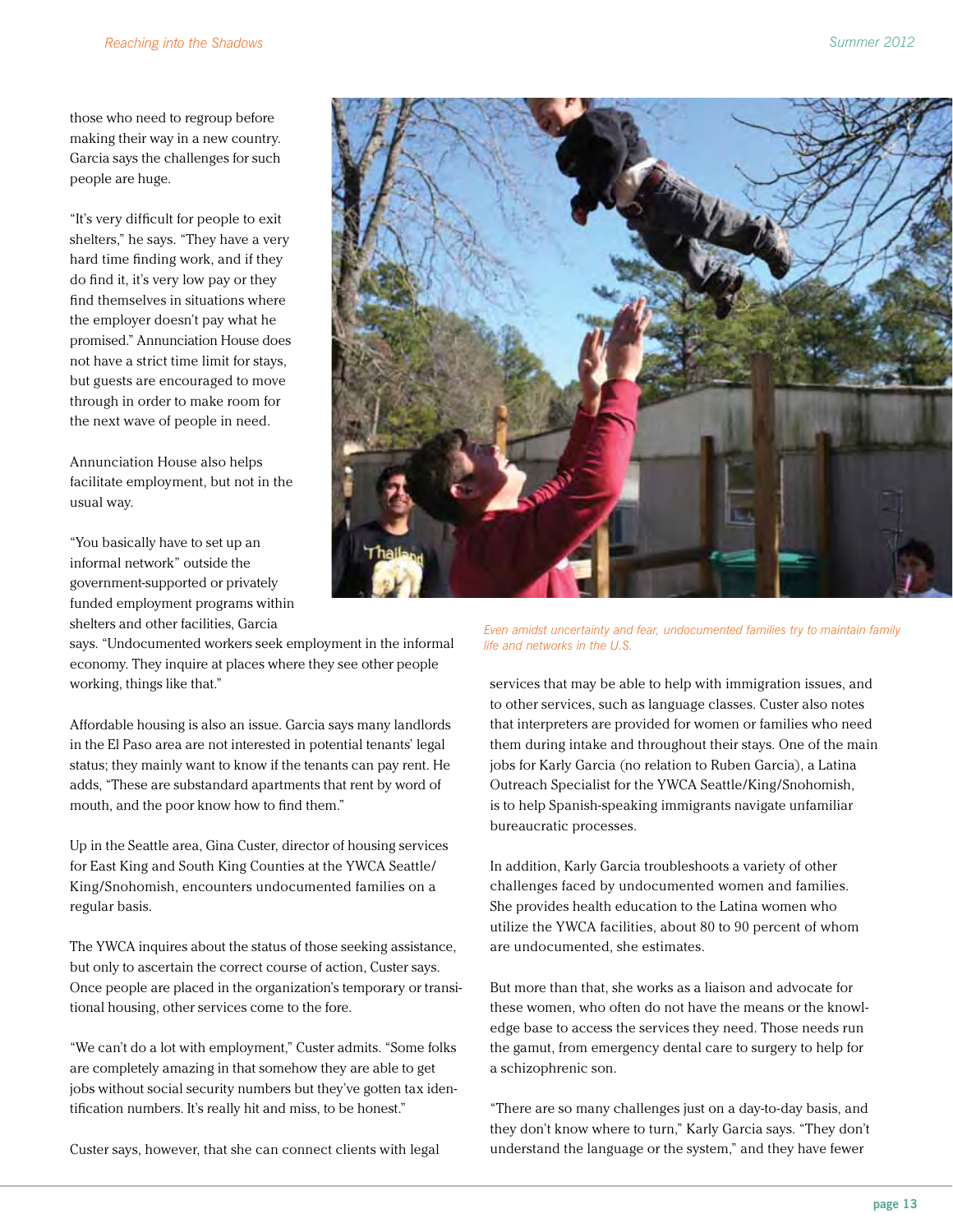those who need to regroup before making their way in a new country. Garcia says the challenges for such people are huge.

"It's very difficult for people to exit shelters," he says. "They have a very hard time finding work, and if they do find it, it's very low pay or they find themselves in situations where the employer doesn't pay what he promised." Annunciation House does not have a strict time limit for stays, but guests are encouraged to move through in order to make room for the next wave of people in need.

Annunciation House also helps facilitate employment, but not in the usual way.

"You basically have to set up an informal network" outside the government-supported or privately funded employment programs within shelters and other facilities, Garcia says. "Undocumented workers seek employment in the informal economy. They inquire at places where they see other people working, things like that."

*Even amidst uncertainty and fear, undocumented families try to maintain family life and networks in the U.S.*

Affordable housing is also an issue. Garcia says many landlords in the El Paso area are not interested in potential tenants' legal status; they mainly want to know if the tenants can pay rent. He adds, "These are substandard apartments that rent by word of mouth, and the poor know how to find them."

Up in the Seattle area, Gina Custer, director of housing services for East King and South King Counties at the YWCA Seattle/King/Snohomish, encounters undocumented families on a regular basis.

The YWCA inquires about the status of those seeking assistance, but only to ascertain the correct course of action, Custer says. Once people are placed in the organization's temporary or transitional housing, other services come to the fore.

"We can't do a lot with employment," Custer admits. "Some folks are completely amazing in that somehow they are able to get jobs without social security numbers but they've gotten tax identification numbers. It's really hit and miss, to be honest."

Custer says, however, that she can connect clients with legal services that may be able to help with immigration issues, and to other services, such as language classes. Custer also notes that interpreters are provided for women or families who need them during intake and throughout their stays. One of the main jobs for Karly Garcia (no relation to Ruben Garcia), a Latina Outreach Specialist for the YWCA Seattle/King/Snohomish, is to help Spanish-speaking immigrants navigate unfamiliar bureaucratic processes.

In addition, Karly Garcia troubleshoots a variety of other challenges faced by undocumented women and families. She provides health education to the Latina women who utilize the YWCA facilities, about 80 to 90 percent of whom are undocumented, she estimates.

But more than that, she works as a liaison and advocate for these women, who often do not have the means or the knowledge base to access the services they need. Those needs run the gamut, from emergency dental care to surgery to help for a schizophrenic son.

"There are so many challenges just on a day-to-day basis, and they don't know where to turn," Karly Garcia says. "They don't understand the language or the system," and they have fewer